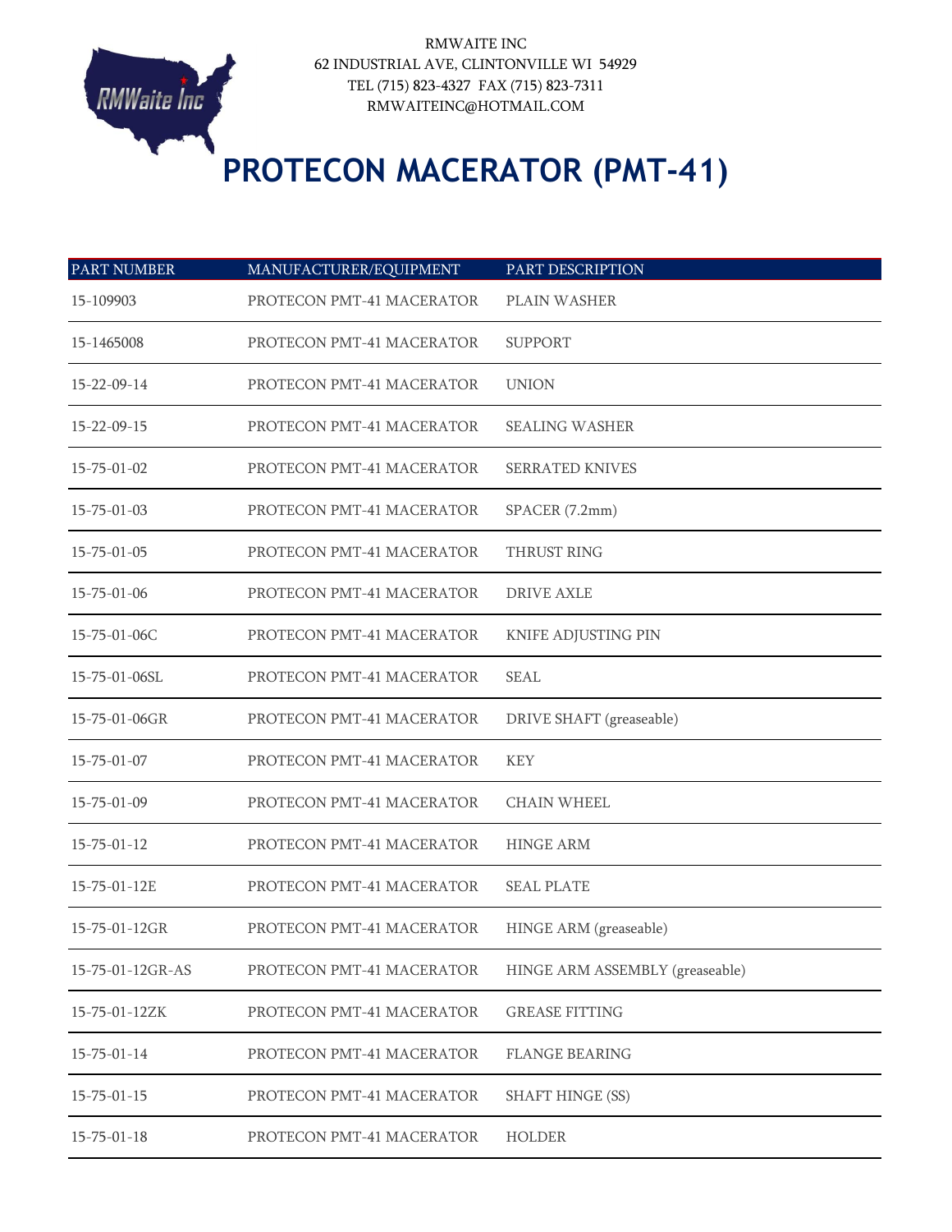RMWAITE INC
62 INDUSTRIAL AVE, CLINTONVILLE WI 54929
TEL (715) 823-4327 FAX (715) 823-7311
RMWAITEINC@HOTMAIL.COM

# PROTECON MACERATOR (PMT-41)

| PART NUMBER | MANUFACTURER/EQUIPMENT | PART DESCRIPTION |
| --- | --- | --- |
| 15-109903 | PROTECON PMT-41 MACERATOR | PLAIN WASHER |
| 15-1465008 | PROTECON PMT-41 MACERATOR | SUPPORT |
| 15-22-09-14 | PROTECON PMT-41 MACERATOR | UNION |
| 15-22-09-15 | PROTECON PMT-41 MACERATOR | SEALING WASHER |
| 15-75-01-02 | PROTECON PMT-41 MACERATOR | SERRATED KNIVES |
| 15-75-01-03 | PROTECON PMT-41 MACERATOR | SPACER (7.2mm) |
| 15-75-01-05 | PROTECON PMT-41 MACERATOR | THRUST RING |
| 15-75-01-06 | PROTECON PMT-41 MACERATOR | DRIVE AXLE |
| 15-75-01-06C | PROTECON PMT-41 MACERATOR | KNIFE ADJUSTING PIN |
| 15-75-01-06SL | PROTECON PMT-41 MACERATOR | SEAL |
| 15-75-01-06GR | PROTECON PMT-41 MACERATOR | DRIVE SHAFT (greaseable) |
| 15-75-01-07 | PROTECON PMT-41 MACERATOR | KEY |
| 15-75-01-09 | PROTECON PMT-41 MACERATOR | CHAIN WHEEL |
| 15-75-01-12 | PROTECON PMT-41 MACERATOR | HINGE ARM |
| 15-75-01-12E | PROTECON PMT-41 MACERATOR | SEAL PLATE |
| 15-75-01-12GR | PROTECON PMT-41 MACERATOR | HINGE ARM (greaseable) |
| 15-75-01-12GR-AS | PROTECON PMT-41 MACERATOR | HINGE ARM ASSEMBLY (greaseable) |
| 15-75-01-12ZK | PROTECON PMT-41 MACERATOR | GREASE FITTING |
| 15-75-01-14 | PROTECON PMT-41 MACERATOR | FLANGE BEARING |
| 15-75-01-15 | PROTECON PMT-41 MACERATOR | SHAFT HINGE (SS) |
| 15-75-01-18 | PROTECON PMT-41 MACERATOR | HOLDER |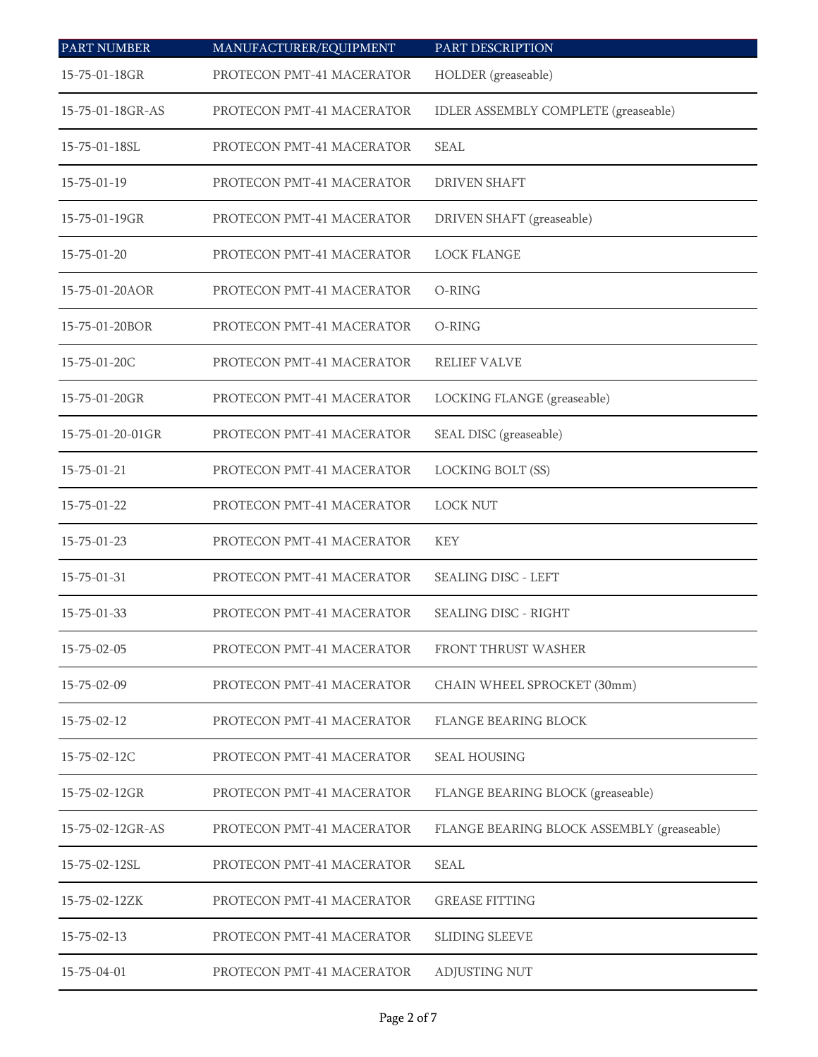| PART NUMBER | MANUFACTURER/EQUIPMENT | PART DESCRIPTION |
| --- | --- | --- |
| 15-75-01-18GR | PROTECON PMT-41 MACERATOR | HOLDER (greaseable) |
| 15-75-01-18GR-AS | PROTECON PMT-41 MACERATOR | IDLER ASSEMBLY COMPLETE (greaseable) |
| 15-75-01-18SL | PROTECON PMT-41 MACERATOR | SEAL |
| 15-75-01-19 | PROTECON PMT-41 MACERATOR | DRIVEN SHAFT |
| 15-75-01-19GR | PROTECON PMT-41 MACERATOR | DRIVEN SHAFT (greaseable) |
| 15-75-01-20 | PROTECON PMT-41 MACERATOR | LOCK FLANGE |
| 15-75-01-20AOR | PROTECON PMT-41 MACERATOR | O-RING |
| 15-75-01-20BOR | PROTECON PMT-41 MACERATOR | O-RING |
| 15-75-01-20C | PROTECON PMT-41 MACERATOR | RELIEF VALVE |
| 15-75-01-20GR | PROTECON PMT-41 MACERATOR | LOCKING FLANGE (greaseable) |
| 15-75-01-20-01GR | PROTECON PMT-41 MACERATOR | SEAL DISC (greaseable) |
| 15-75-01-21 | PROTECON PMT-41 MACERATOR | LOCKING BOLT (SS) |
| 15-75-01-22 | PROTECON PMT-41 MACERATOR | LOCK NUT |
| 15-75-01-23 | PROTECON PMT-41 MACERATOR | KEY |
| 15-75-01-31 | PROTECON PMT-41 MACERATOR | SEALING DISC - LEFT |
| 15-75-01-33 | PROTECON PMT-41 MACERATOR | SEALING DISC - RIGHT |
| 15-75-02-05 | PROTECON PMT-41 MACERATOR | FRONT THRUST WASHER |
| 15-75-02-09 | PROTECON PMT-41 MACERATOR | CHAIN WHEEL SPROCKET (30mm) |
| 15-75-02-12 | PROTECON PMT-41 MACERATOR | FLANGE BEARING BLOCK |
| 15-75-02-12C | PROTECON PMT-41 MACERATOR | SEAL HOUSING |
| 15-75-02-12GR | PROTECON PMT-41 MACERATOR | FLANGE BEARING BLOCK (greaseable) |
| 15-75-02-12GR-AS | PROTECON PMT-41 MACERATOR | FLANGE BEARING BLOCK ASSEMBLY (greaseable) |
| 15-75-02-12SL | PROTECON PMT-41 MACERATOR | SEAL |
| 15-75-02-12ZK | PROTECON PMT-41 MACERATOR | GREASE FITTING |
| 15-75-02-13 | PROTECON PMT-41 MACERATOR | SLIDING SLEEVE |
| 15-75-04-01 | PROTECON PMT-41 MACERATOR | ADJUSTING NUT |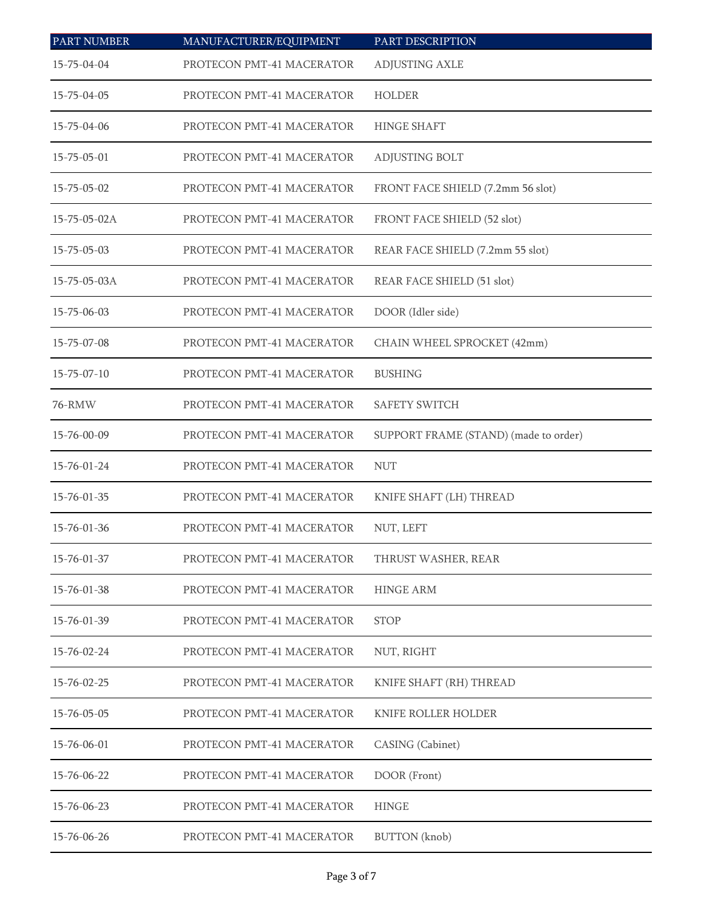| PART NUMBER | MANUFACTURER/EQUIPMENT | PART DESCRIPTION |
| --- | --- | --- |
| 15-75-04-04 | PROTECON PMT-41 MACERATOR | ADJUSTING AXLE |
| 15-75-04-05 | PROTECON PMT-41 MACERATOR | HOLDER |
| 15-75-04-06 | PROTECON PMT-41 MACERATOR | HINGE SHAFT |
| 15-75-05-01 | PROTECON PMT-41 MACERATOR | ADJUSTING BOLT |
| 15-75-05-02 | PROTECON PMT-41 MACERATOR | FRONT FACE SHIELD (7.2mm 56 slot) |
| 15-75-05-02A | PROTECON PMT-41 MACERATOR | FRONT FACE SHIELD (52 slot) |
| 15-75-05-03 | PROTECON PMT-41 MACERATOR | REAR FACE SHIELD (7.2mm 55 slot) |
| 15-75-05-03A | PROTECON PMT-41 MACERATOR | REAR FACE SHIELD (51 slot) |
| 15-75-06-03 | PROTECON PMT-41 MACERATOR | DOOR (Idler side) |
| 15-75-07-08 | PROTECON PMT-41 MACERATOR | CHAIN WHEEL SPROCKET (42mm) |
| 15-75-07-10 | PROTECON PMT-41 MACERATOR | BUSHING |
| 76-RMW | PROTECON PMT-41 MACERATOR | SAFETY SWITCH |
| 15-76-00-09 | PROTECON PMT-41 MACERATOR | SUPPORT FRAME (STAND) (made to order) |
| 15-76-01-24 | PROTECON PMT-41 MACERATOR | NUT |
| 15-76-01-35 | PROTECON PMT-41 MACERATOR | KNIFE SHAFT (LH) THREAD |
| 15-76-01-36 | PROTECON PMT-41 MACERATOR | NUT, LEFT |
| 15-76-01-37 | PROTECON PMT-41 MACERATOR | THRUST WASHER, REAR |
| 15-76-01-38 | PROTECON PMT-41 MACERATOR | HINGE ARM |
| 15-76-01-39 | PROTECON PMT-41 MACERATOR | STOP |
| 15-76-02-24 | PROTECON PMT-41 MACERATOR | NUT, RIGHT |
| 15-76-02-25 | PROTECON PMT-41 MACERATOR | KNIFE SHAFT (RH) THREAD |
| 15-76-05-05 | PROTECON PMT-41 MACERATOR | KNIFE ROLLER HOLDER |
| 15-76-06-01 | PROTECON PMT-41 MACERATOR | CASING (Cabinet) |
| 15-76-06-22 | PROTECON PMT-41 MACERATOR | DOOR (Front) |
| 15-76-06-23 | PROTECON PMT-41 MACERATOR | HINGE |
| 15-76-06-26 | PROTECON PMT-41 MACERATOR | BUTTON (knob) |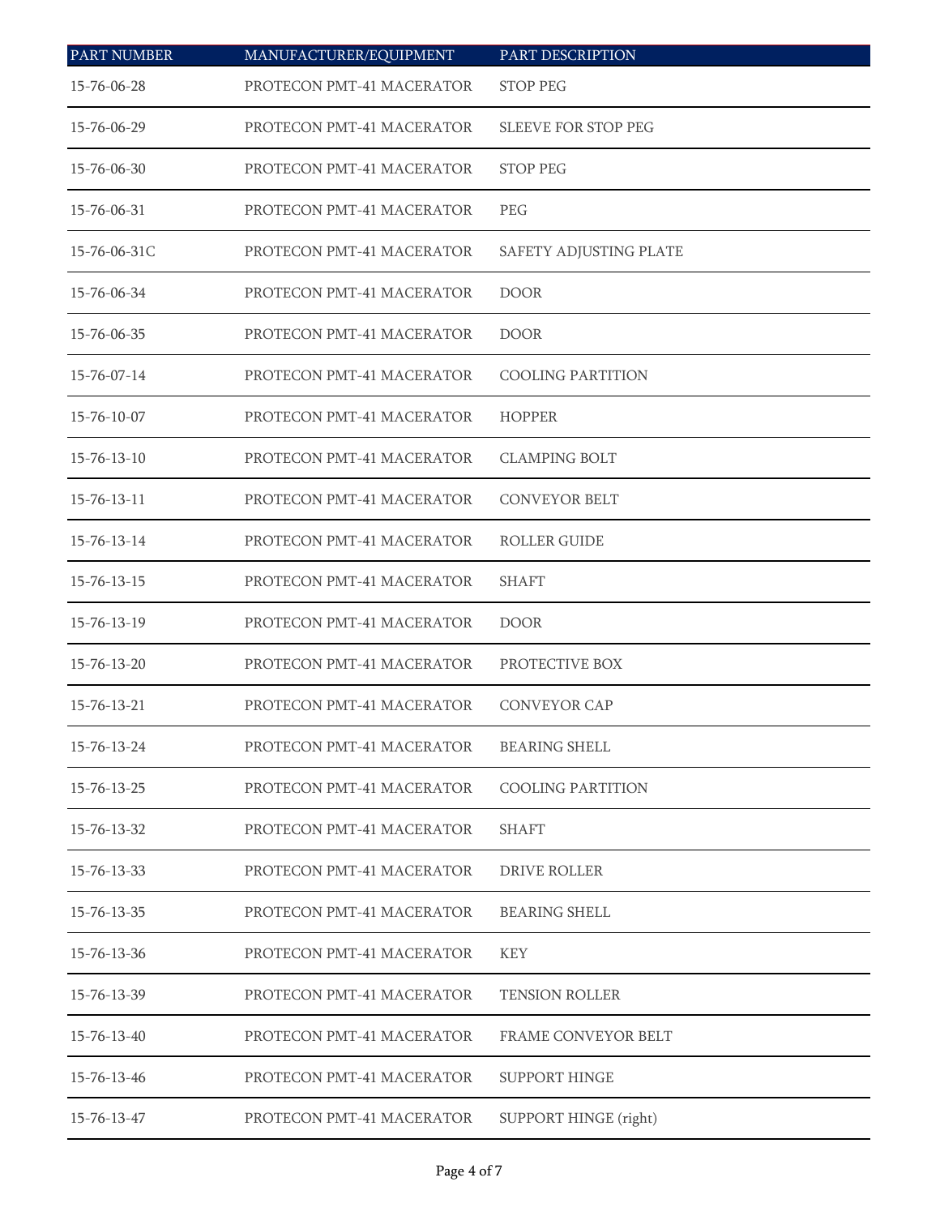| PART NUMBER | MANUFACTURER/EQUIPMENT | PART DESCRIPTION |
| --- | --- | --- |
| 15-76-06-28 | PROTECON PMT-41 MACERATOR | STOP PEG |
| 15-76-06-29 | PROTECON PMT-41 MACERATOR | SLEEVE FOR STOP PEG |
| 15-76-06-30 | PROTECON PMT-41 MACERATOR | STOP PEG |
| 15-76-06-31 | PROTECON PMT-41 MACERATOR | PEG |
| 15-76-06-31C | PROTECON PMT-41 MACERATOR | SAFETY ADJUSTING PLATE |
| 15-76-06-34 | PROTECON PMT-41 MACERATOR | DOOR |
| 15-76-06-35 | PROTECON PMT-41 MACERATOR | DOOR |
| 15-76-07-14 | PROTECON PMT-41 MACERATOR | COOLING PARTITION |
| 15-76-10-07 | PROTECON PMT-41 MACERATOR | HOPPER |
| 15-76-13-10 | PROTECON PMT-41 MACERATOR | CLAMPING BOLT |
| 15-76-13-11 | PROTECON PMT-41 MACERATOR | CONVEYOR BELT |
| 15-76-13-14 | PROTECON PMT-41 MACERATOR | ROLLER GUIDE |
| 15-76-13-15 | PROTECON PMT-41 MACERATOR | SHAFT |
| 15-76-13-19 | PROTECON PMT-41 MACERATOR | DOOR |
| 15-76-13-20 | PROTECON PMT-41 MACERATOR | PROTECTIVE BOX |
| 15-76-13-21 | PROTECON PMT-41 MACERATOR | CONVEYOR CAP |
| 15-76-13-24 | PROTECON PMT-41 MACERATOR | BEARING SHELL |
| 15-76-13-25 | PROTECON PMT-41 MACERATOR | COOLING PARTITION |
| 15-76-13-32 | PROTECON PMT-41 MACERATOR | SHAFT |
| 15-76-13-33 | PROTECON PMT-41 MACERATOR | DRIVE ROLLER |
| 15-76-13-35 | PROTECON PMT-41 MACERATOR | BEARING SHELL |
| 15-76-13-36 | PROTECON PMT-41 MACERATOR | KEY |
| 15-76-13-39 | PROTECON PMT-41 MACERATOR | TENSION ROLLER |
| 15-76-13-40 | PROTECON PMT-41 MACERATOR | FRAME CONVEYOR BELT |
| 15-76-13-46 | PROTECON PMT-41 MACERATOR | SUPPORT HINGE |
| 15-76-13-47 | PROTECON PMT-41 MACERATOR | SUPPORT HINGE (right) |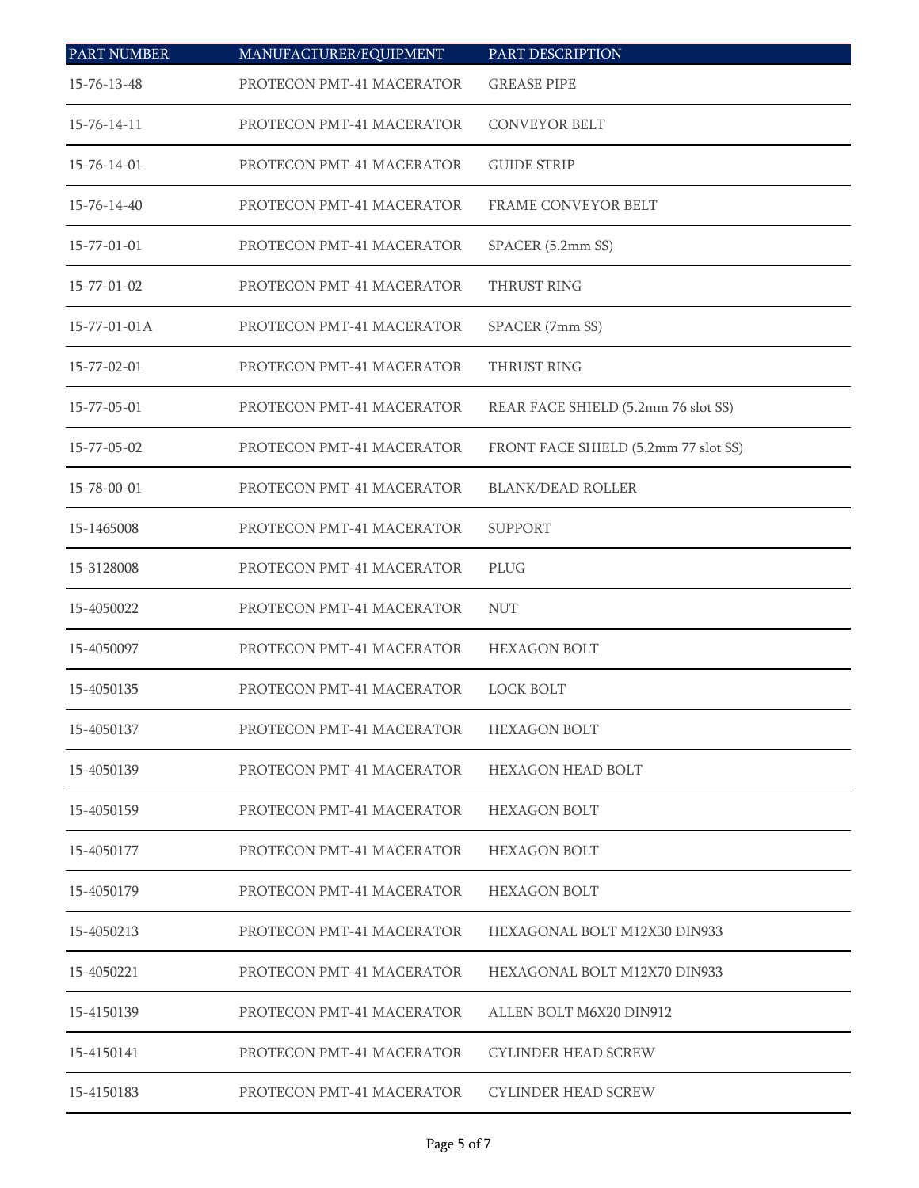| PART NUMBER | MANUFACTURER/EQUIPMENT | PART DESCRIPTION |
|---|---|---|
| 15-76-13-48 | PROTECON PMT-41 MACERATOR | GREASE PIPE |
| 15-76-14-11 | PROTECON PMT-41 MACERATOR | CONVEYOR BELT |
| 15-76-14-01 | PROTECON PMT-41 MACERATOR | GUIDE STRIP |
| 15-76-14-40 | PROTECON PMT-41 MACERATOR | FRAME CONVEYOR BELT |
| 15-77-01-01 | PROTECON PMT-41 MACERATOR | SPACER (5.2mm SS) |
| 15-77-01-02 | PROTECON PMT-41 MACERATOR | THRUST RING |
| 15-77-01-01A | PROTECON PMT-41 MACERATOR | SPACER (7mm SS) |
| 15-77-02-01 | PROTECON PMT-41 MACERATOR | THRUST RING |
| 15-77-05-01 | PROTECON PMT-41 MACERATOR | REAR FACE SHIELD (5.2mm 76 slot SS) |
| 15-77-05-02 | PROTECON PMT-41 MACERATOR | FRONT FACE SHIELD (5.2mm 77 slot SS) |
| 15-78-00-01 | PROTECON PMT-41 MACERATOR | BLANK/DEAD ROLLER |
| 15-1465008 | PROTECON PMT-41 MACERATOR | SUPPORT |
| 15-3128008 | PROTECON PMT-41 MACERATOR | PLUG |
| 15-4050022 | PROTECON PMT-41 MACERATOR | NUT |
| 15-4050097 | PROTECON PMT-41 MACERATOR | HEXAGON BOLT |
| 15-4050135 | PROTECON PMT-41 MACERATOR | LOCK BOLT |
| 15-4050137 | PROTECON PMT-41 MACERATOR | HEXAGON BOLT |
| 15-4050139 | PROTECON PMT-41 MACERATOR | HEXAGON HEAD BOLT |
| 15-4050159 | PROTECON PMT-41 MACERATOR | HEXAGON BOLT |
| 15-4050177 | PROTECON PMT-41 MACERATOR | HEXAGON BOLT |
| 15-4050179 | PROTECON PMT-41 MACERATOR | HEXAGON BOLT |
| 15-4050213 | PROTECON PMT-41 MACERATOR | HEXAGONAL BOLT M12X30 DIN933 |
| 15-4050221 | PROTECON PMT-41 MACERATOR | HEXAGONAL BOLT M12X70 DIN933 |
| 15-4150139 | PROTECON PMT-41 MACERATOR | ALLEN BOLT M6X20 DIN912 |
| 15-4150141 | PROTECON PMT-41 MACERATOR | CYLINDER HEAD SCREW |
| 15-4150183 | PROTECON PMT-41 MACERATOR | CYLINDER HEAD SCREW |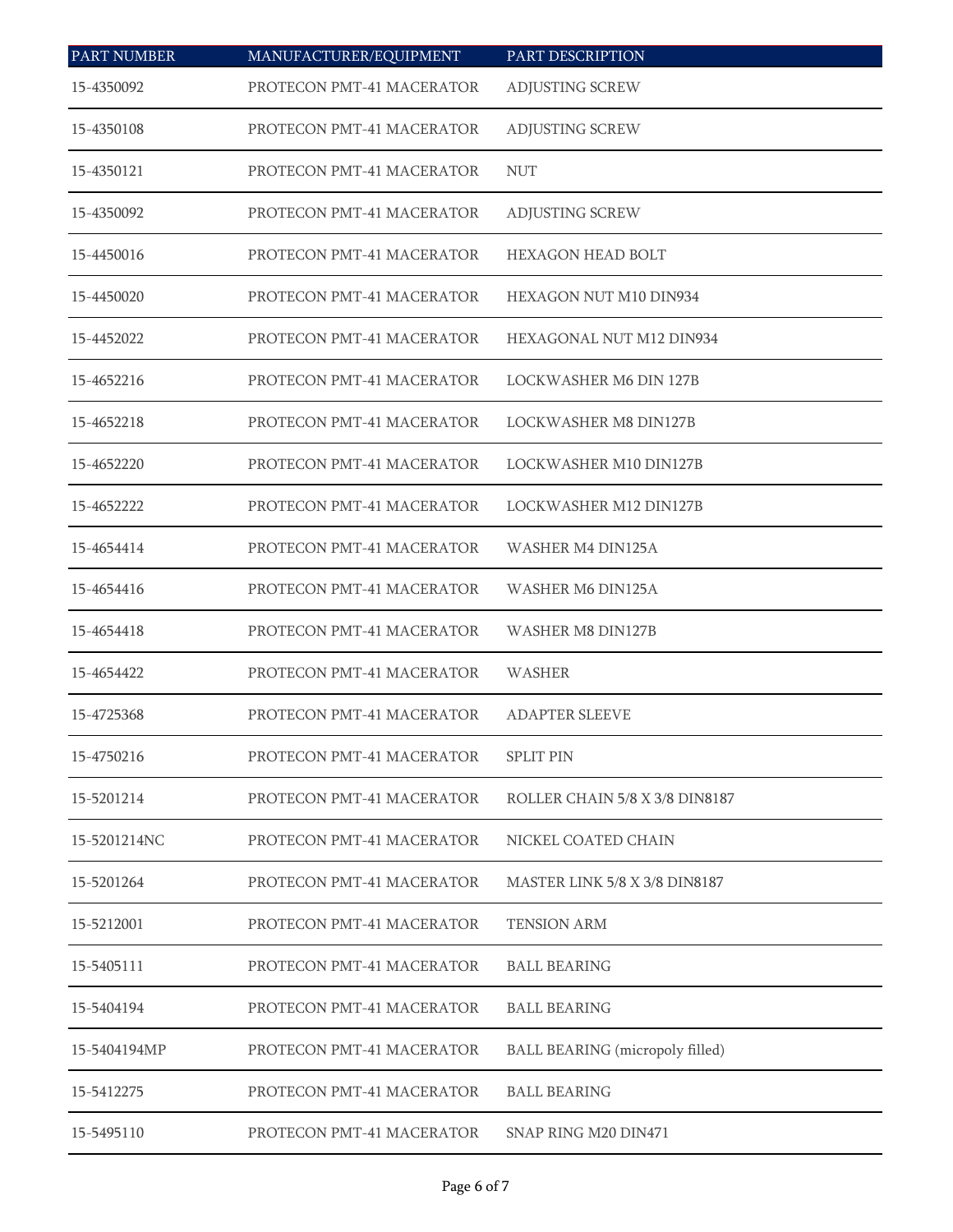| PART NUMBER | MANUFACTURER/EQUIPMENT | PART DESCRIPTION |
|---|---|---|
| 15-4350092 | PROTECON PMT-41 MACERATOR | ADJUSTING SCREW |
| 15-4350108 | PROTECON PMT-41 MACERATOR | ADJUSTING SCREW |
| 15-4350121 | PROTECON PMT-41 MACERATOR | NUT |
| 15-4350092 | PROTECON PMT-41 MACERATOR | ADJUSTING SCREW |
| 15-4450016 | PROTECON PMT-41 MACERATOR | HEXAGON HEAD BOLT |
| 15-4450020 | PROTECON PMT-41 MACERATOR | HEXAGON NUT M10 DIN934 |
| 15-4452022 | PROTECON PMT-41 MACERATOR | HEXAGONAL NUT M12 DIN934 |
| 15-4652216 | PROTECON PMT-41 MACERATOR | LOCKWASHER M6 DIN 127B |
| 15-4652218 | PROTECON PMT-41 MACERATOR | LOCKWASHER M8 DIN127B |
| 15-4652220 | PROTECON PMT-41 MACERATOR | LOCKWASHER M10 DIN127B |
| 15-4652222 | PROTECON PMT-41 MACERATOR | LOCKWASHER M12 DIN127B |
| 15-4654414 | PROTECON PMT-41 MACERATOR | WASHER M4 DIN125A |
| 15-4654416 | PROTECON PMT-41 MACERATOR | WASHER M6 DIN125A |
| 15-4654418 | PROTECON PMT-41 MACERATOR | WASHER M8 DIN127B |
| 15-4654422 | PROTECON PMT-41 MACERATOR | WASHER |
| 15-4725368 | PROTECON PMT-41 MACERATOR | ADAPTER SLEEVE |
| 15-4750216 | PROTECON PMT-41 MACERATOR | SPLIT PIN |
| 15-5201214 | PROTECON PMT-41 MACERATOR | ROLLER CHAIN 5/8 X 3/8 DIN8187 |
| 15-5201214NC | PROTECON PMT-41 MACERATOR | NICKEL COATED CHAIN |
| 15-5201264 | PROTECON PMT-41 MACERATOR | MASTER LINK 5/8 X 3/8 DIN8187 |
| 15-5212001 | PROTECON PMT-41 MACERATOR | TENSION ARM |
| 15-5405111 | PROTECON PMT-41 MACERATOR | BALL BEARING |
| 15-5404194 | PROTECON PMT-41 MACERATOR | BALL BEARING |
| 15-5404194MP | PROTECON PMT-41 MACERATOR | BALL BEARING (micropoly filled) |
| 15-5412275 | PROTECON PMT-41 MACERATOR | BALL BEARING |
| 15-5495110 | PROTECON PMT-41 MACERATOR | SNAP RING M20 DIN471 |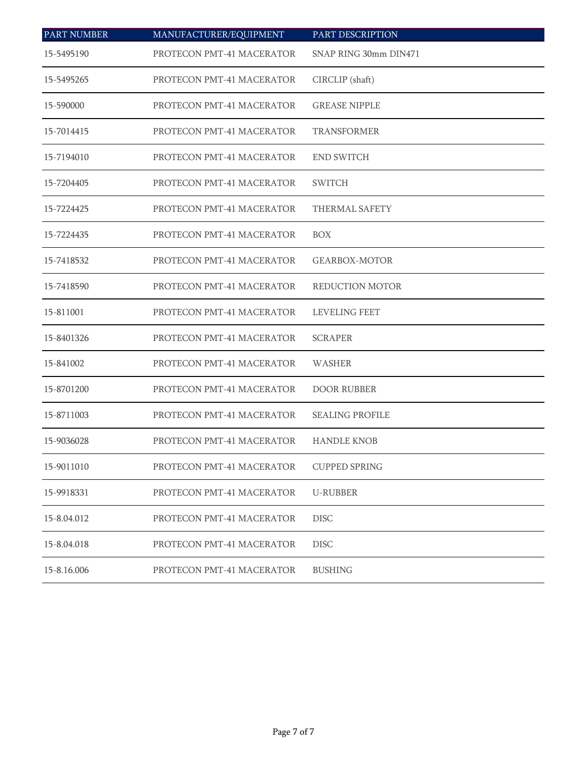| PART NUMBER | MANUFACTURER/EQUIPMENT | PART DESCRIPTION |
|---|---|---|
| 15-5495190 | PROTECON PMT-41 MACERATOR | SNAP RING 30mm DIN471 |
| 15-5495265 | PROTECON PMT-41 MACERATOR | CIRCLIP (shaft) |
| 15-590000 | PROTECON PMT-41 MACERATOR | GREASE NIPPLE |
| 15-7014415 | PROTECON PMT-41 MACERATOR | TRANSFORMER |
| 15-7194010 | PROTECON PMT-41 MACERATOR | END SWITCH |
| 15-7204405 | PROTECON PMT-41 MACERATOR | SWITCH |
| 15-7224425 | PROTECON PMT-41 MACERATOR | THERMAL SAFETY |
| 15-7224435 | PROTECON PMT-41 MACERATOR | BOX |
| 15-7418532 | PROTECON PMT-41 MACERATOR | GEARBOX-MOTOR |
| 15-7418590 | PROTECON PMT-41 MACERATOR | REDUCTION MOTOR |
| 15-811001 | PROTECON PMT-41 MACERATOR | LEVELING FEET |
| 15-8401326 | PROTECON PMT-41 MACERATOR | SCRAPER |
| 15-841002 | PROTECON PMT-41 MACERATOR | WASHER |
| 15-8701200 | PROTECON PMT-41 MACERATOR | DOOR RUBBER |
| 15-8711003 | PROTECON PMT-41 MACERATOR | SEALING PROFILE |
| 15-9036028 | PROTECON PMT-41 MACERATOR | HANDLE KNOB |
| 15-9011010 | PROTECON PMT-41 MACERATOR | CUPPED SPRING |
| 15-9918331 | PROTECON PMT-41 MACERATOR | U-RUBBER |
| 15-8.04.012 | PROTECON PMT-41 MACERATOR | DISC |
| 15-8.04.018 | PROTECON PMT-41 MACERATOR | DISC |
| 15-8.16.006 | PROTECON PMT-41 MACERATOR | BUSHING |